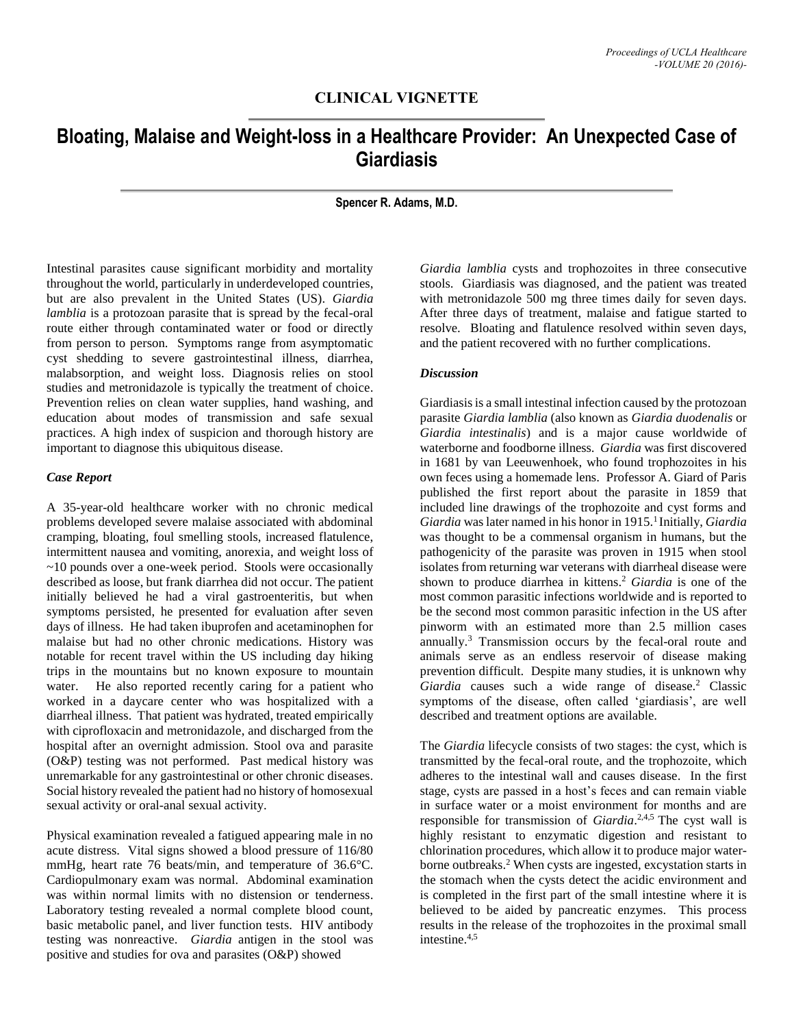## CLINICAL VIGNETTE

# Bloating, Malaise and Weight-loss in a Healthcare Provider: An Unexpected Case of Giardiasis

**Spencer R. Adams, M.D.**

Intestinal parasites cause significant morbidity and mortality throughout the world, particularly in underdeveloped countries, but are also prevalent in the United States (US). *Giardia lamblia* is a protozoan parasite that is spread by the fecal-oral route either through contaminated water or food or directly from person to person. Symptoms range from asymptomatic cyst shedding to severe gastrointestinal illness, diarrhea, malabsorption, and weight loss. Diagnosis relies on stool studies and metronidazole is typically the treatment of choice. Prevention relies on clean water supplies, hand washing, and education about modes of transmission and safe sexual practices. A high index of suspicion and thorough history are important to diagnose this ubiquitous disease.

### *Case Report*

A 35-year-old healthcare worker with no chronic medical problems developed severe malaise associated with abdominal cramping, bloating, foul smelling stools, increased flatulence, intermittent nausea and vomiting, anorexia, and weight loss of ~10 pounds over a one-week period. Stools were occasionally described as loose, but frank diarrhea did not occur. The patient initially believed he had a viral gastroenteritis, but when symptoms persisted, he presented for evaluation after seven days of illness. He had taken ibuprofen and acetaminophen for malaise but had no other chronic medications. History was notable for recent travel within the US including day hiking trips in the mountains but no known exposure to mountain water. He also reported recently caring for a patient who worked in a daycare center who was hospitalized with a diarrheal illness. That patient was hydrated, treated empirically with ciprofloxacin and metronidazole, and discharged from the hospital after an overnight admission. Stool ova and parasite (O&P) testing was not performed. Past medical history was unremarkable for any gastrointestinal or other chronic diseases. Social history revealed the patient had no history of homosexual sexual activity or oral-anal sexual activity.

Physical examination revealed a fatigued appearing male in no acute distress. Vital signs showed a blood pressure of 116/80 mmHg, heart rate 76 beats/min, and temperature of 36.6°C. Cardiopulmonary exam was normal. Abdominal examination was within normal limits with no distension or tenderness. Laboratory testing revealed a normal complete blood count, basic metabolic panel, and liver function tests. HIV antibody testing was nonreactive. *Giardia* antigen in the stool was positive and studies for ova and parasites (O&P) showed *Giardia lamblia* cysts and trophozoites in three consecutive stools. Giardiasis was diagnosed, and the patient was treated with metronidazole 500 mg three times daily for seven days. After three days of treatment, malaise and fatigue started to resolve. Bloating and flatulence resolved within seven days, and the patient recovered with no further complications.

### *Discussion*

Giardiasis is a small intestinal infection caused by the protozoan parasite *Giardia lamblia* (also known as *Giardia duodenalis* or *Giardia intestinalis*) and is a major cause worldwide of waterborne and foodborne illness. *Giardia* was first discovered in 1681 by van Leeuwenhoek, who found trophozoites in his own feces using a homemade lens. Professor A. Giard of Paris published the first report about the parasite in 1859 that included line drawings of the trophozoite and cyst forms and *Giardia* was later named in his honor in 1915.[1] Initially, *Giardia* was thought to be a commensal organism in humans, but the pathogenicity of the parasite was proven in 1915 when stool isolates from returning war veterans with diarrheal disease were shown to produce diarrhea in kittens.[2] *Giardia* is one of the most common parasitic infections worldwide and is reported to be the second most common parasitic infection in the US after pinworm with an estimated more than 2.5 million cases annually.[3] Transmission occurs by the fecal-oral route and animals serve as an endless reservoir of disease making prevention difficult. Despite many studies, it is unknown why *Giardia* causes such a wide range of disease.[2] Classic symptoms of the disease, often called 'giardiasis', are well described and treatment options are available.

The *Giardia* lifecycle consists of two stages: the cyst, which is transmitted by the fecal-oral route, and the trophozoite, which adheres to the intestinal wall and causes disease. In the first stage, cysts are passed in a host's feces and can remain viable in surface water or a moist environment for months and are responsible for transmission of *Giardia*.[2,4,5] The cyst wall is highly resistant to enzymatic digestion and resistant to chlorination procedures, which allow it to produce major water-borne outbreaks.[2] When cysts are ingested, excystation starts in the stomach when the cysts detect the acidic environment and is completed in the first part of the small intestine where it is believed to be aided by pancreatic enzymes. This process results in the release of the trophozoites in the proximal small intestine.[4,5]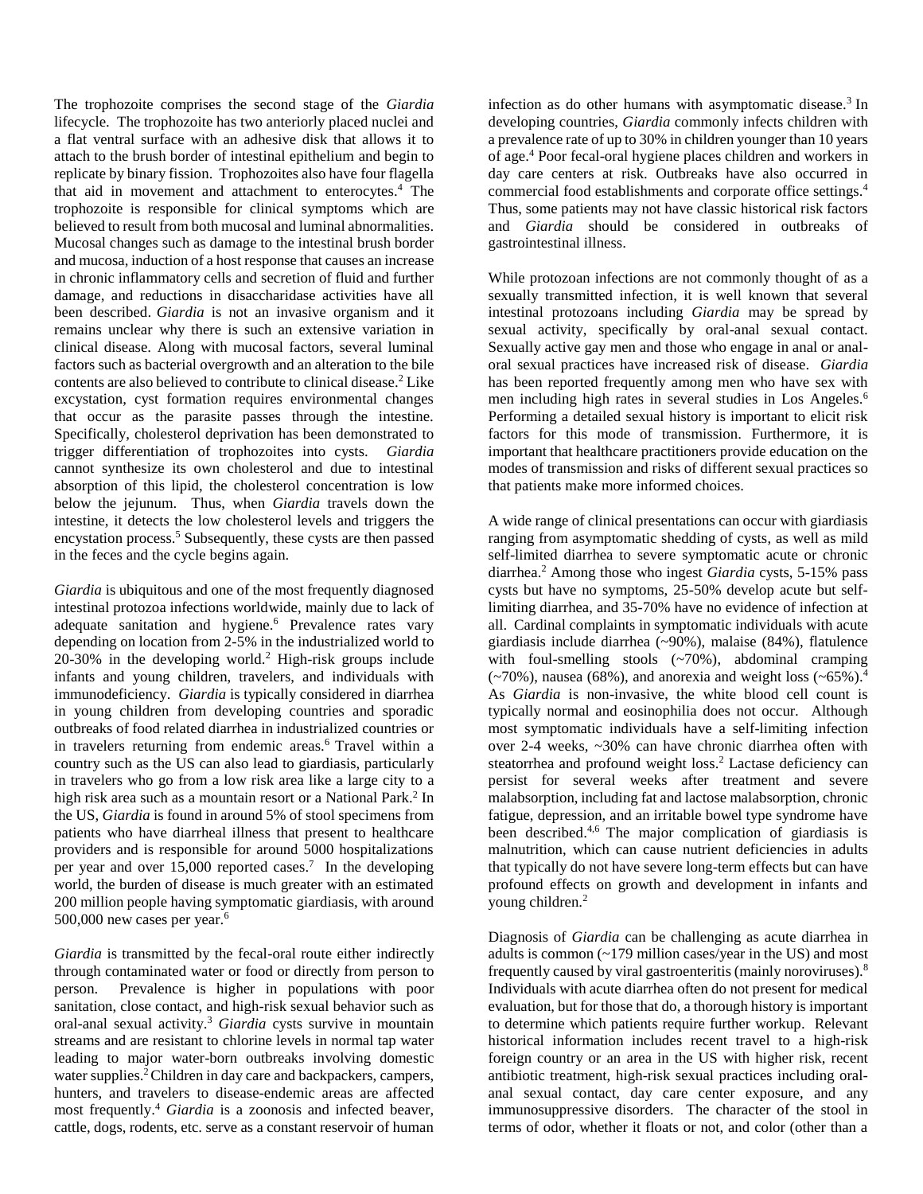The trophozoite comprises the second stage of the *Giardia* lifecycle. The trophozoite has two anteriorly placed nuclei and a flat ventral surface with an adhesive disk that allows it to attach to the brush border of intestinal epithelium and begin to replicate by binary fission. Trophozoites also have four flagella that aid in movement and attachment to enterocytes.[4] The trophozoite is responsible for clinical symptoms which are believed to result from both mucosal and luminal abnormalities. Mucosal changes such as damage to the intestinal brush border and mucosa, induction of a host response that causes an increase in chronic inflammatory cells and secretion of fluid and further damage, and reductions in disaccharidase activities have all been described. *Giardia* is not an invasive organism and it remains unclear why there is such an extensive variation in clinical disease. Along with mucosal factors, several luminal factors such as bacterial overgrowth and an alteration to the bile contents are also believed to contribute to clinical disease.[2] Like excystation, cyst formation requires environmental changes that occur as the parasite passes through the intestine. Specifically, cholesterol deprivation has been demonstrated to trigger differentiation of trophozoites into cysts. *Giardia* cannot synthesize its own cholesterol and due to intestinal absorption of this lipid, the cholesterol concentration is low below the jejunum. Thus, when *Giardia* travels down the intestine, it detects the low cholesterol levels and triggers the encystation process.[5] Subsequently, these cysts are then passed in the feces and the cycle begins again.

*Giardia* is ubiquitous and one of the most frequently diagnosed intestinal protozoa infections worldwide, mainly due to lack of adequate sanitation and hygiene.[6] Prevalence rates vary depending on location from 2-5% in the industrialized world to 20-30% in the developing world.[2] High-risk groups include infants and young children, travelers, and individuals with immunodeficiency. *Giardia* is typically considered in diarrhea in young children from developing countries and sporadic outbreaks of food related diarrhea in industrialized countries or in travelers returning from endemic areas.[6] Travel within a country such as the US can also lead to giardiasis, particularly in travelers who go from a low risk area like a large city to a high risk area such as a mountain resort or a National Park.[2] In the US, *Giardia* is found in around 5% of stool specimens from patients who have diarrheal illness that present to healthcare providers and is responsible for around 5000 hospitalizations per year and over 15,000 reported cases.[7] In the developing world, the burden of disease is much greater with an estimated 200 million people having symptomatic giardiasis, with around 500,000 new cases per year.[6]

*Giardia* is transmitted by the fecal-oral route either indirectly through contaminated water or food or directly from person to person. Prevalence is higher in populations with poor sanitation, close contact, and high-risk sexual behavior such as oral-anal sexual activity.[3] *Giardia* cysts survive in mountain streams and are resistant to chlorine levels in normal tap water leading to major water-born outbreaks involving domestic water supplies.[2] Children in day care and backpackers, campers, hunters, and travelers to disease-endemic areas are affected most frequently.[4] *Giardia* is a zoonosis and infected beaver, cattle, dogs, rodents, etc. serve as a constant reservoir of human infection as do other humans with asymptomatic disease.[3] In developing countries, *Giardia* commonly infects children with a prevalence rate of up to 30% in children younger than 10 years of age.[4] Poor fecal-oral hygiene places children and workers in day care centers at risk. Outbreaks have also occurred in commercial food establishments and corporate office settings.[4] Thus, some patients may not have classic historical risk factors and *Giardia* should be considered in outbreaks of gastrointestinal illness.

While protozoan infections are not commonly thought of as a sexually transmitted infection, it is well known that several intestinal protozoans including *Giardia* may be spread by sexual activity, specifically by oral-anal sexual contact. Sexually active gay men and those who engage in anal or anal-oral sexual practices have increased risk of disease. *Giardia* has been reported frequently among men who have sex with men including high rates in several studies in Los Angeles.[6] Performing a detailed sexual history is important to elicit risk factors for this mode of transmission. Furthermore, it is important that healthcare practitioners provide education on the modes of transmission and risks of different sexual practices so that patients make more informed choices.

A wide range of clinical presentations can occur with giardiasis ranging from asymptomatic shedding of cysts, as well as mild self-limited diarrhea to severe symptomatic acute or chronic diarrhea.[2] Among those who ingest *Giardia* cysts, 5-15% pass cysts but have no symptoms, 25-50% develop acute but self-limiting diarrhea, and 35-70% have no evidence of infection at all. Cardinal complaints in symptomatic individuals with acute giardiasis include diarrhea (~90%), malaise (84%), flatulence with foul-smelling stools (~70%), abdominal cramping (~70%), nausea (68%), and anorexia and weight loss (~65%).[4] As *Giardia* is non-invasive, the white blood cell count is typically normal and eosinophilia does not occur. Although most symptomatic individuals have a self-limiting infection over 2-4 weeks, ~30% can have chronic diarrhea often with steatorrhea and profound weight loss.[2] Lactase deficiency can persist for several weeks after treatment and severe malabsorption, including fat and lactose malabsorption, chronic fatigue, depression, and an irritable bowel type syndrome have been described.[4,6] The major complication of giardiasis is malnutrition, which can cause nutrient deficiencies in adults that typically do not have severe long-term effects but can have profound effects on growth and development in infants and young children.[2]

Diagnosis of *Giardia* can be challenging as acute diarrhea in adults is common (~179 million cases/year in the US) and most frequently caused by viral gastroenteritis (mainly noroviruses).[8] Individuals with acute diarrhea often do not present for medical evaluation, but for those that do, a thorough history is important to determine which patients require further workup. Relevant historical information includes recent travel to a high-risk foreign country or an area in the US with higher risk, recent antibiotic treatment, high-risk sexual practices including oral-anal sexual contact, day care center exposure, and any immunosuppressive disorders. The character of the stool in terms of odor, whether it floats or not, and color (other than a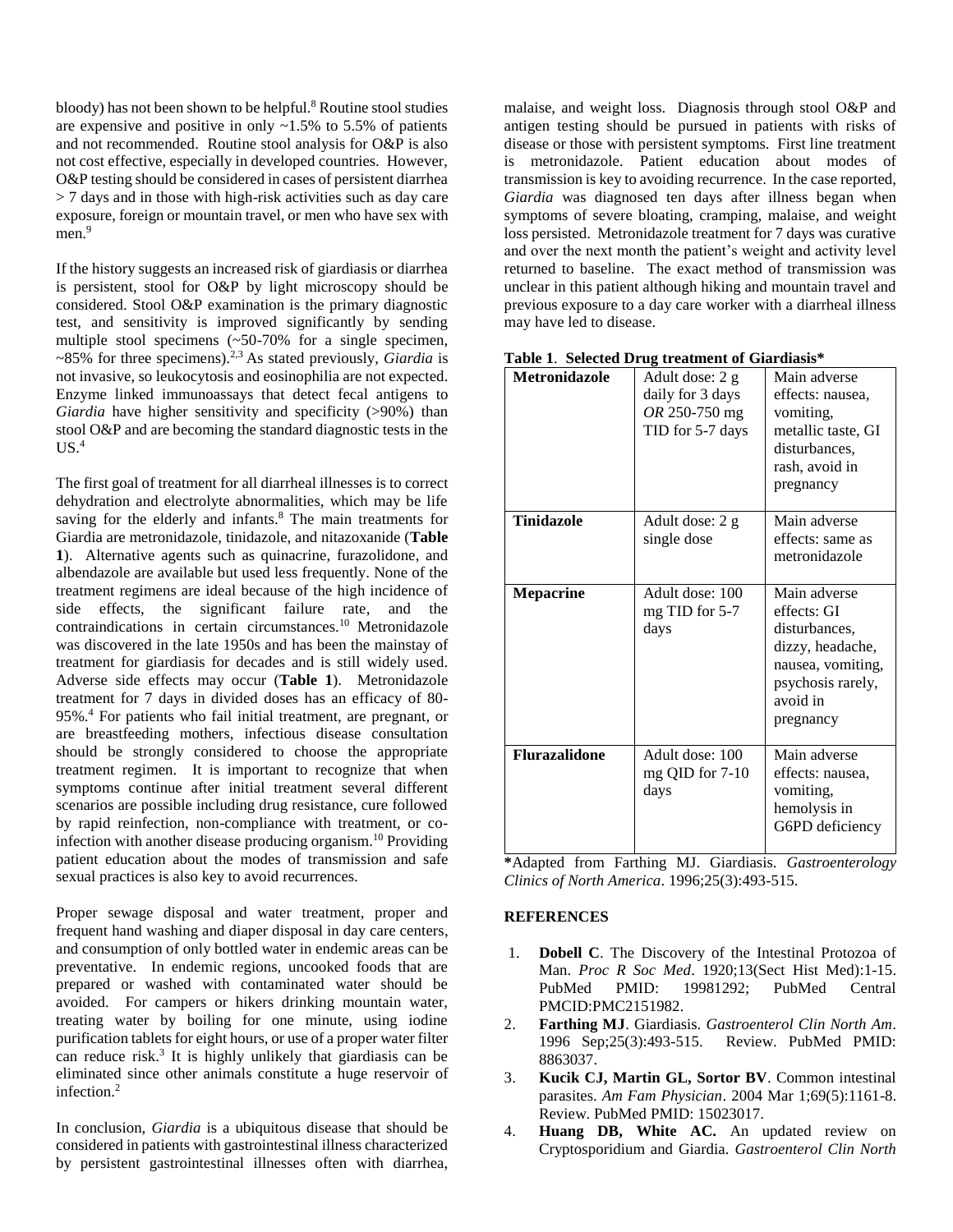bloody) has not been shown to be helpful.[8] Routine stool studies are expensive and positive in only ~1.5% to 5.5% of patients and not recommended. Routine stool analysis for O&P is also not cost effective, especially in developed countries. However, O&P testing should be considered in cases of persistent diarrhea > 7 days and in those with high-risk activities such as day care exposure, foreign or mountain travel, or men who have sex with men.[9]

If the history suggests an increased risk of giardiasis or diarrhea is persistent, stool for O&P by light microscopy should be considered. Stool O&P examination is the primary diagnostic test, and sensitivity is improved significantly by sending multiple stool specimens (~50-70% for a single specimen, ~85% for three specimens).[2,3] As stated previously, *Giardia* is not invasive, so leukocytosis and eosinophilia are not expected. Enzyme linked immunoassays that detect fecal antigens to *Giardia* have higher sensitivity and specificity (>90%) than stool O&P and are becoming the standard diagnostic tests in the US.[4]

The first goal of treatment for all diarrheal illnesses is to correct dehydration and electrolyte abnormalities, which may be life saving for the elderly and infants.[8] The main treatments for Giardia are metronidazole, tinidazole, and nitazoxanide (**Table 1**). Alternative agents such as quinacrine, furazolidone, and albendazole are available but used less frequently. None of the treatment regimens are ideal because of the high incidence of side effects, the significant failure rate, and the contraindications in certain circumstances.[10] Metronidazole was discovered in the late 1950s and has been the mainstay of treatment for giardiasis for decades and is still widely used. Adverse side effects may occur (**Table 1**). Metronidazole treatment for 7 days in divided doses has an efficacy of 80-95%.[4] For patients who fail initial treatment, are pregnant, or are breastfeeding mothers, infectious disease consultation should be strongly considered to choose the appropriate treatment regimen. It is important to recognize that when symptoms continue after initial treatment several different scenarios are possible including drug resistance, cure followed by rapid reinfection, non-compliance with treatment, or co-infection with another disease producing organism.[10] Providing patient education about the modes of transmission and safe sexual practices is also key to avoid recurrences.

Proper sewage disposal and water treatment, proper and frequent hand washing and diaper disposal in day care centers, and consumption of only bottled water in endemic areas can be preventative. In endemic regions, uncooked foods that are prepared or washed with contaminated water should be avoided. For campers or hikers drinking mountain water, treating water by boiling for one minute, using iodine purification tablets for eight hours, or use of a proper water filter can reduce risk.[3] It is highly unlikely that giardiasis can be eliminated since other animals constitute a huge reservoir of infection.[2]

In conclusion, *Giardia* is a ubiquitous disease that should be considered in patients with gastrointestinal illness characterized by persistent gastrointestinal illnesses often with diarrhea, malaise, and weight loss. Diagnosis through stool O&P and antigen testing should be pursued in patients with risks of disease or those with persistent symptoms. First line treatment is metronidazole. Patient education about modes of transmission is key to avoiding recurrence. In the case reported, *Giardia* was diagnosed ten days after illness began when symptoms of severe bloating, cramping, malaise, and weight loss persisted. Metronidazole treatment for 7 days was curative and over the next month the patient's weight and activity level returned to baseline. The exact method of transmission was unclear in this patient although hiking and mountain travel and previous exposure to a day care worker with a diarrheal illness may have led to disease.

**Table 1**. **Selected Drug treatment of Giardiasis***

| | | |
|---|---|---|
| **Metronidazole** | Adult dose: 2 g daily for 3 days *OR* 250-750 mg TID for 5-7 days | Main adverse effects: nausea, vomiting, metallic taste, GI disturbances, rash, avoid in pregnancy |
| **Tinidazole** | Adult dose: 2 g single dose | Main adverse effects: same as metronidazole |
| **Mepacrine** | Adult dose: 100 mg TID for 5-7 days | Main adverse effects: GI disturbances, dizzy, headache, nausea, vomiting, psychosis rarely, avoid in pregnancy |
| **Flurazalidone** | Adult dose: 100 mg QID for 7-10 days | Main adverse effects: nausea, vomiting, hemolysis in G6PD deficiency |

***Adapted from Farthing MJ. Giardiasis. *Gastroenterology Clinics of North America*. 1996;25(3):493-515.

**REFERENCES**

1. **Dobell C**. The Discovery of the Intestinal Protozoa of Man. *Proc R Soc Med*. 1920;13(Sect Hist Med):1-15. PubMed PMID: 19981292; PubMed Central PMCID:PMC2151982.
2. **Farthing MJ**. Giardiasis. *Gastroenterol Clin North Am*. 1996 Sep;25(3):493-515. Review. PubMed PMID: 8863037.
3. **Kucik CJ, Martin GL, Sortor BV**. Common intestinal parasites. *Am Fam Physician*. 2004 Mar 1;69(5):1161-8. Review. PubMed PMID: 15023017.
4. **Huang DB, White AC.** An updated review on Cryptosporidium and Giardia. *Gastroenterol Clin North*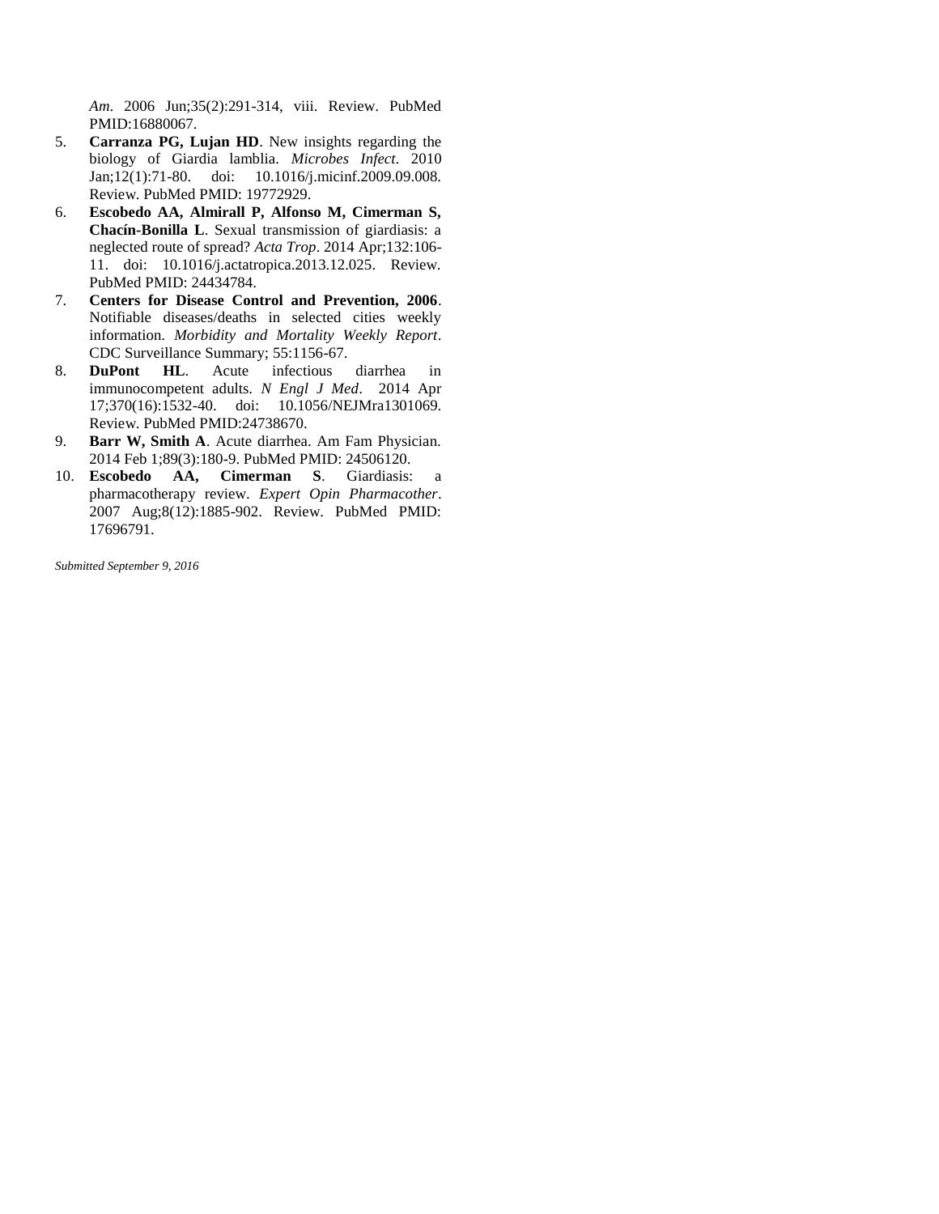*Am*. 2006 Jun;35(2):291-314, viii. Review. PubMed PMID:16880067.

5. **Carranza PG, Lujan HD**. New insights regarding the biology of Giardia lamblia. *Microbes Infect*. 2010 Jan;12(1):71-80. doi: 10.1016/j.micinf.2009.09.008. Review. PubMed PMID: 19772929.
6. **Escobedo AA, Almirall P, Alfonso M, Cimerman S, Chacín-Bonilla L**. Sexual transmission of giardiasis: a neglected route of spread? *Acta Trop*. 2014 Apr;132:106-11. doi: 10.1016/j.actatropica.2013.12.025. Review. PubMed PMID: 24434784.
7. **Centers for Disease Control and Prevention, 2006**. Notifiable diseases/deaths in selected cities weekly information. *Morbidity and Mortality Weekly Report*. CDC Surveillance Summary; 55:1156-67.
8. **DuPont HL**. Acute infectious diarrhea in immunocompetent adults. *N Engl J Med*. 2014 Apr 17;370(16):1532-40. doi: 10.1056/NEJMra1301069. Review. PubMed PMID:24738670.
9. **Barr W, Smith A**. Acute diarrhea. Am Fam Physician. 2014 Feb 1;89(3):180-9. PubMed PMID: 24506120.
10. **Escobedo AA, Cimerman S**. Giardiasis: a pharmacotherapy review. *Expert Opin Pharmacother*. 2007 Aug;8(12):1885-902. Review. PubMed PMID: 17696791.

*Submitted September 9, 2016*